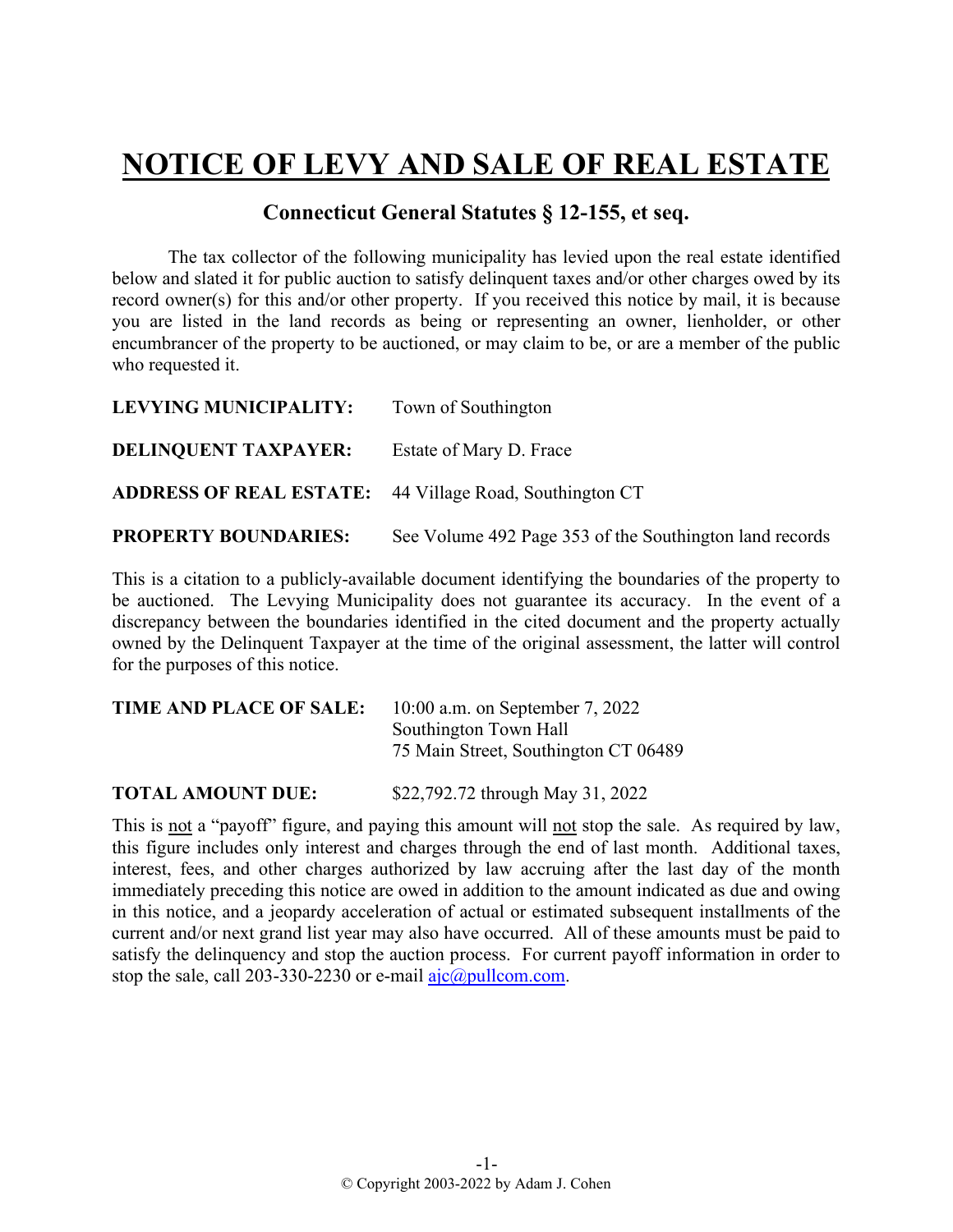# NOTICE OF LEVY AND SALE OF REAL ESTATE

## Connecticut General Statutes § 12-155, et seq.

The tax collector of the following municipality has levied upon the real estate identified below and slated it for public auction to satisfy delinquent taxes and/or other charges owed by its record owner(s) for this and/or other property. If you received this notice by mail, it is because you are listed in the land records as being or representing an owner, lienholder, or other encumbrancer of the property to be auctioned, or may claim to be, or are a member of the public who requested it.

**LEVYING MUNICIPALITY:** Town of Southington

**DELINQUENT TAXPAYER:** Estate of Mary D. Frace

**ADDRESS OF REAL ESTATE:** 44 Village Road, Southington CT

**PROPERTY BOUNDARIES:** See Volume 492 Page 353 of the Southington land records

This is a citation to a publicly-available document identifying the boundaries of the property to be auctioned. The Levying Municipality does not guarantee its accuracy. In the event of a discrepancy between the boundaries identified in the cited document and the property actually owned by the Delinquent Taxpayer at the time of the original assessment, the latter will control for the purposes of this notice.

**TIME AND PLACE OF SALE:** 10:00 a.m. on September 7, 2022
Southington Town Hall
75 Main Street, Southington CT 06489

**TOTAL AMOUNT DUE:** $22,792.72 through May 31, 2022

This is not a "payoff" figure, and paying this amount will not stop the sale. As required by law, this figure includes only interest and charges through the end of last month. Additional taxes, interest, fees, and other charges authorized by law accruing after the last day of the month immediately preceding this notice are owed in addition to the amount indicated as due and owing in this notice, and a jeopardy acceleration of actual or estimated subsequent installments of the current and/or next grand list year may also have occurred. All of these amounts must be paid to satisfy the delinquency and stop the auction process. For current payoff information in order to stop the sale, call 203-330-2230 or e-mail ajc@pullcom.com.

© Copyright 2003-2022 by Adam J. Cohen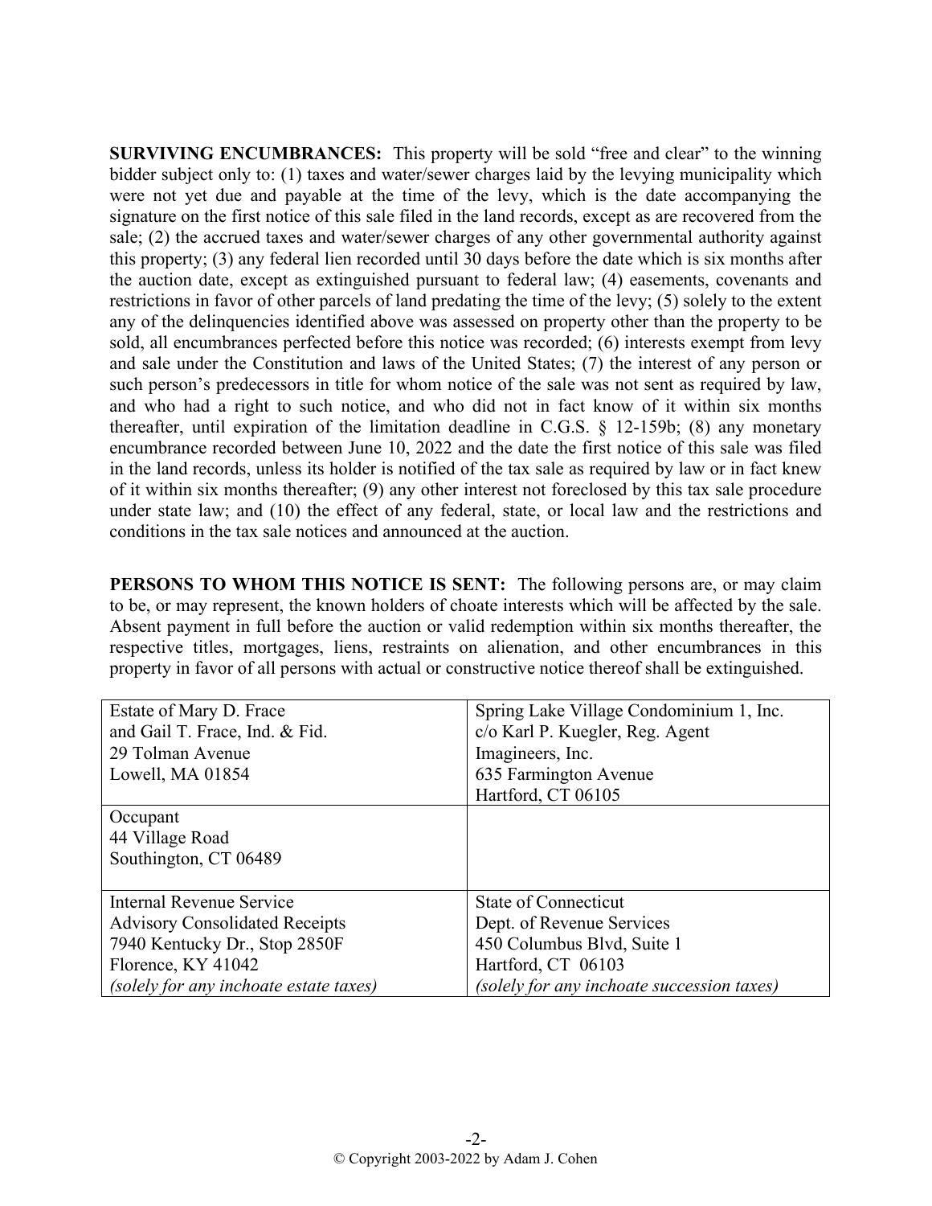**SURVIVING ENCUMBRANCES:** This property will be sold "free and clear" to the winning bidder subject only to: (1) taxes and water/sewer charges laid by the levying municipality which were not yet due and payable at the time of the levy, which is the date accompanying the signature on the first notice of this sale filed in the land records, except as are recovered from the sale; (2) the accrued taxes and water/sewer charges of any other governmental authority against this property; (3) any federal lien recorded until 30 days before the date which is six months after the auction date, except as extinguished pursuant to federal law; (4) easements, covenants and restrictions in favor of other parcels of land predating the time of the levy; (5) solely to the extent any of the delinquencies identified above was assessed on property other than the property to be sold, all encumbrances perfected before this notice was recorded; (6) interests exempt from levy and sale under the Constitution and laws of the United States; (7) the interest of any person or such person's predecessors in title for whom notice of the sale was not sent as required by law, and who had a right to such notice, and who did not in fact know of it within six months thereafter, until expiration of the limitation deadline in C.G.S. § 12-159b; (8) any monetary encumbrance recorded between June 10, 2022 and the date the first notice of this sale was filed in the land records, unless its holder is notified of the tax sale as required by law or in fact knew of it within six months thereafter; (9) any other interest not foreclosed by this tax sale procedure under state law; and (10) the effect of any federal, state, or local law and the restrictions and conditions in the tax sale notices and announced at the auction.

**PERSONS TO WHOM THIS NOTICE IS SENT:** The following persons are, or may claim to be, or may represent, the known holders of choate interests which will be affected by the sale. Absent payment in full before the auction or valid redemption within six months thereafter, the respective titles, mortgages, liens, restraints on alienation, and other encumbrances in this property in favor of all persons with actual or constructive notice thereof shall be extinguished.

| | |
|---|---|
| Estate of Mary D. Frace<br>and Gail T. Frace, Ind. & Fid.<br>29 Tolman Avenue<br>Lowell, MA 01854 | Spring Lake Village Condominium 1, Inc.<br>c/o Karl P. Kuegler, Reg. Agent<br>Imagineers, Inc.<br>635 Farmington Avenue<br>Hartford, CT 06105 |
| Occupant<br>44 Village Road<br>Southington, CT 06489 | |
| Internal Revenue Service<br>Advisory Consolidated Receipts<br>7940 Kentucky Dr., Stop 2850F<br>Florence, KY 41042<br>*(solely for any inchoate estate taxes)* | State of Connecticut<br>Dept. of Revenue Services<br>450 Columbus Blvd, Suite 1<br>Hartford, CT 06103<br>*(solely for any inchoate succession taxes)* |

© Copyright 2003-2022 by Adam J. Cohen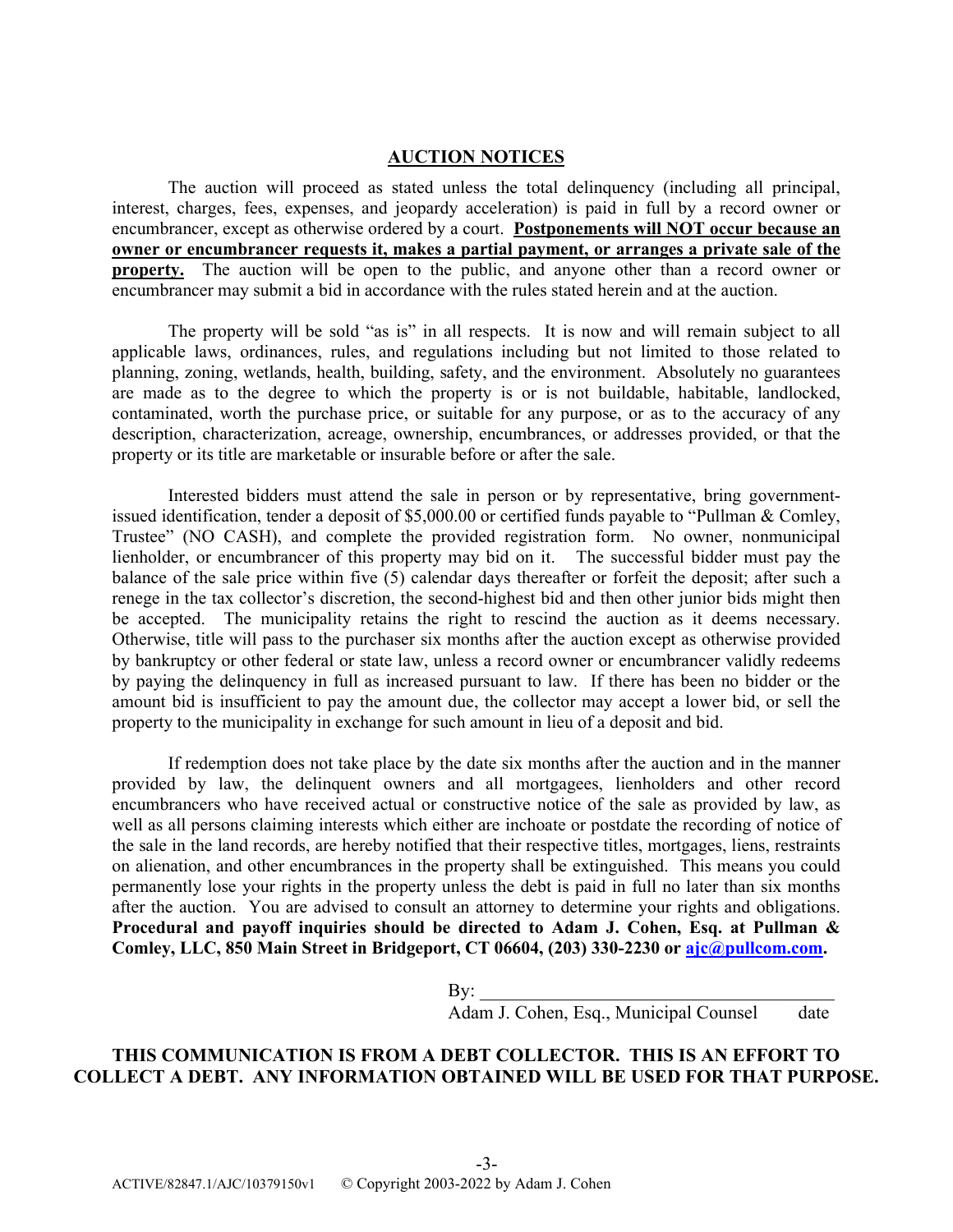## AUCTION NOTICES

The auction will proceed as stated unless the total delinquency (including all principal, interest, charges, fees, expenses, and jeopardy acceleration) is paid in full by a record owner or encumbrancer, except as otherwise ordered by a court. **Postponements will NOT occur because an owner or encumbrancer requests it, makes a partial payment, or arranges a private sale of the property.** The auction will be open to the public, and anyone other than a record owner or encumbrancer may submit a bid in accordance with the rules stated herein and at the auction.

The property will be sold "as is" in all respects. It is now and will remain subject to all applicable laws, ordinances, rules, and regulations including but not limited to those related to planning, zoning, wetlands, health, building, safety, and the environment. Absolutely no guarantees are made as to the degree to which the property is or is not buildable, habitable, landlocked, contaminated, worth the purchase price, or suitable for any purpose, or as to the accuracy of any description, characterization, acreage, ownership, encumbrances, or addresses provided, or that the property or its title are marketable or insurable before or after the sale.

Interested bidders must attend the sale in person or by representative, bring government-issued identification, tender a deposit of $5,000.00 or certified funds payable to "Pullman & Comley, Trustee" (NO CASH), and complete the provided registration form. No owner, nonmunicipal lienholder, or encumbrancer of this property may bid on it. The successful bidder must pay the balance of the sale price within five (5) calendar days thereafter or forfeit the deposit; after such a renege in the tax collector's discretion, the second-highest bid and then other junior bids might then be accepted. The municipality retains the right to rescind the auction as it deems necessary. Otherwise, title will pass to the purchaser six months after the auction except as otherwise provided by bankruptcy or other federal or state law, unless a record owner or encumbrancer validly redeems by paying the delinquency in full as increased pursuant to law. If there has been no bidder or the amount bid is insufficient to pay the amount due, the collector may accept a lower bid, or sell the property to the municipality in exchange for such amount in lieu of a deposit and bid.

If redemption does not take place by the date six months after the auction and in the manner provided by law, the delinquent owners and all mortgagees, lienholders and other record encumbrancers who have received actual or constructive notice of the sale as provided by law, as well as all persons claiming interests which either are inchoate or postdate the recording of notice of the sale in the land records, are hereby notified that their respective titles, mortgages, liens, restraints on alienation, and other encumbrances in the property shall be extinguished. This means you could permanently lose your rights in the property unless the debt is paid in full no later than six months after the auction. You are advised to consult an attorney to determine your rights and obligations. **Procedural and payoff inquiries should be directed to Adam J. Cohen, Esq. at Pullman & Comley, LLC, 850 Main Street in Bridgeport, CT 06604, (203) 330-2230 or ajc@pullcom.com.**

By: ___________________________________

Adam J. Cohen, Esq., Municipal Counsel        date

**THIS COMMUNICATION IS FROM A DEBT COLLECTOR. THIS IS AN EFFORT TO COLLECT A DEBT. ANY INFORMATION OBTAINED WILL BE USED FOR THAT PURPOSE.**

ACTIVE/82847.1/AJC/10379150v1        © Copyright 2003-2022 by Adam J. Cohen